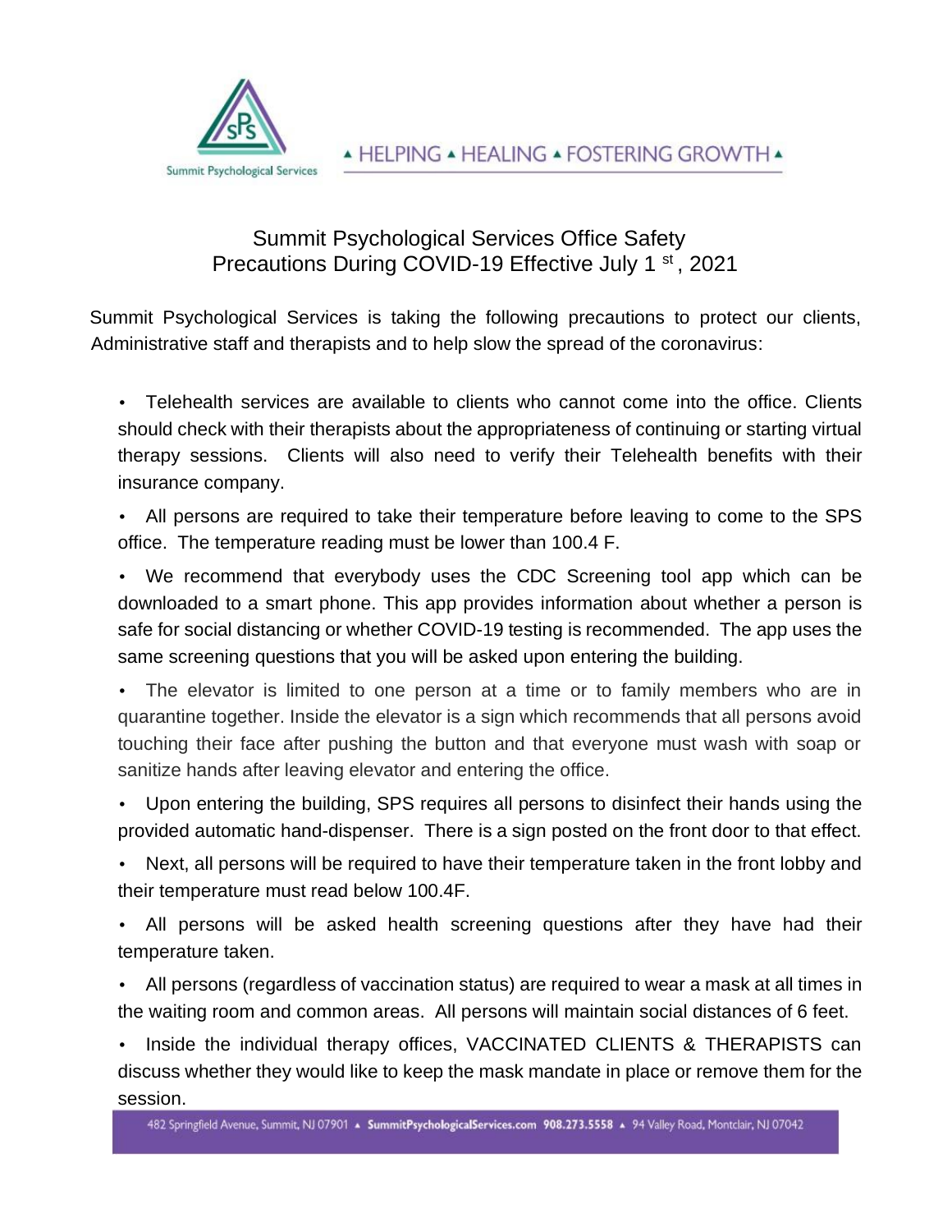Summit Psychological Services

▲ HELPING ▲ HEALING ▲ FOSTERING GROWTH ▲

# Summit Psychological Services Office Safety Precautions During COVID-19 Effective July 1st, 2021

Summit Psychological Services is taking the following precautions to protect our clients, Administrative staff and therapists and to help slow the spread of the coronavirus:

- Telehealth services are available to clients who cannot come into the office. Clients should check with their therapists about the appropriateness of continuing or starting virtual therapy sessions. Clients will also need to verify their Telehealth benefits with their insurance company.
- All persons are required to take their temperature before leaving to come to the SPS office. The temperature reading must be lower than 100.4 F.
- We recommend that everybody uses the CDC Screening tool app which can be downloaded to a smart phone. This app provides information about whether a person is safe for social distancing or whether COVID-19 testing is recommended. The app uses the same screening questions that you will be asked upon entering the building.
- The elevator is limited to one person at a time or to family members who are in quarantine together. Inside the elevator is a sign which recommends that all persons avoid touching their face after pushing the button and that everyone must wash with soap or sanitize hands after leaving elevator and entering the office.
- Upon entering the building, SPS requires all persons to disinfect their hands using the provided automatic hand-dispenser. There is a sign posted on the front door to that effect.
- Next, all persons will be required to have their temperature taken in the front lobby and their temperature must read below 100.4F.
- All persons will be asked health screening questions after they have had their temperature taken.
- All persons (regardless of vaccination status) are required to wear a mask at all times in the waiting room and common areas. All persons will maintain social distances of 6 feet.
- Inside the individual therapy offices, VACCINATED CLIENTS & THERAPISTS can discuss whether they would like to keep the mask mandate in place or remove them for the session.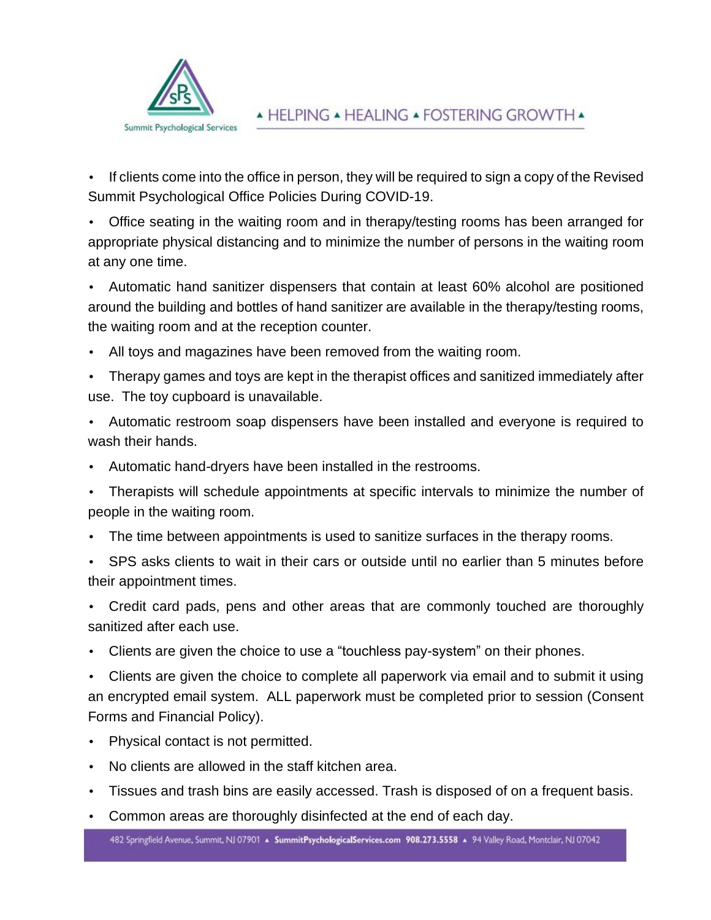- If clients come into the office in person, they will be required to sign a copy of the Revised Summit Psychological Office Policies During COVID-19.
- Office seating in the waiting room and in therapy/testing rooms has been arranged for appropriate physical distancing and to minimize the number of persons in the waiting room at any one time.
- Automatic hand sanitizer dispensers that contain at least 60% alcohol are positioned around the building and bottles of hand sanitizer are available in the therapy/testing rooms, the waiting room and at the reception counter.
- All toys and magazines have been removed from the waiting room.
- Therapy games and toys are kept in the therapist offices and sanitized immediately after use. The toy cupboard is unavailable.
- Automatic restroom soap dispensers have been installed and everyone is required to wash their hands.
- Automatic hand-dryers have been installed in the restrooms.
- Therapists will schedule appointments at specific intervals to minimize the number of people in the waiting room.
- The time between appointments is used to sanitize surfaces in the therapy rooms.
- SPS asks clients to wait in their cars or outside until no earlier than 5 minutes before their appointment times.
- Credit card pads, pens and other areas that are commonly touched are thoroughly sanitized after each use.
- Clients are given the choice to use a "touchless pay-system" on their phones.
- Clients are given the choice to complete all paperwork via email and to submit it using an encrypted email system. ALL paperwork must be completed prior to session (Consent Forms and Financial Policy).
- Physical contact is not permitted.
- No clients are allowed in the staff kitchen area.
- Tissues and trash bins are easily accessed. Trash is disposed of on a frequent basis.
- Common areas are thoroughly disinfected at the end of each day.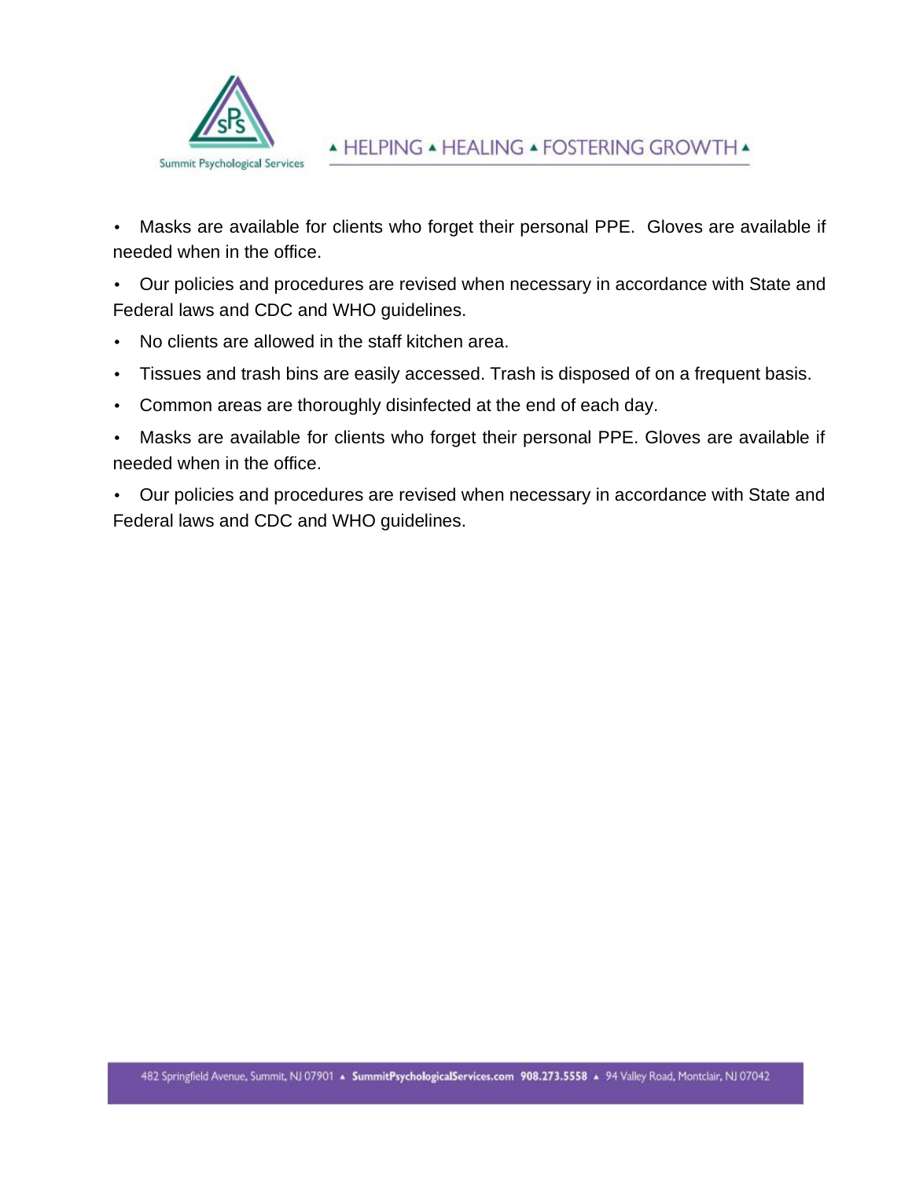- Masks are available for clients who forget their personal PPE. Gloves are available if needed when in the office.
- Our policies and procedures are revised when necessary in accordance with State and Federal laws and CDC and WHO guidelines.
- No clients are allowed in the staff kitchen area.
- Tissues and trash bins are easily accessed. Trash is disposed of on a frequent basis.
- Common areas are thoroughly disinfected at the end of each day.
- Masks are available for clients who forget their personal PPE. Gloves are available if needed when in the office.
- Our policies and procedures are revised when necessary in accordance with State and Federal laws and CDC and WHO guidelines.